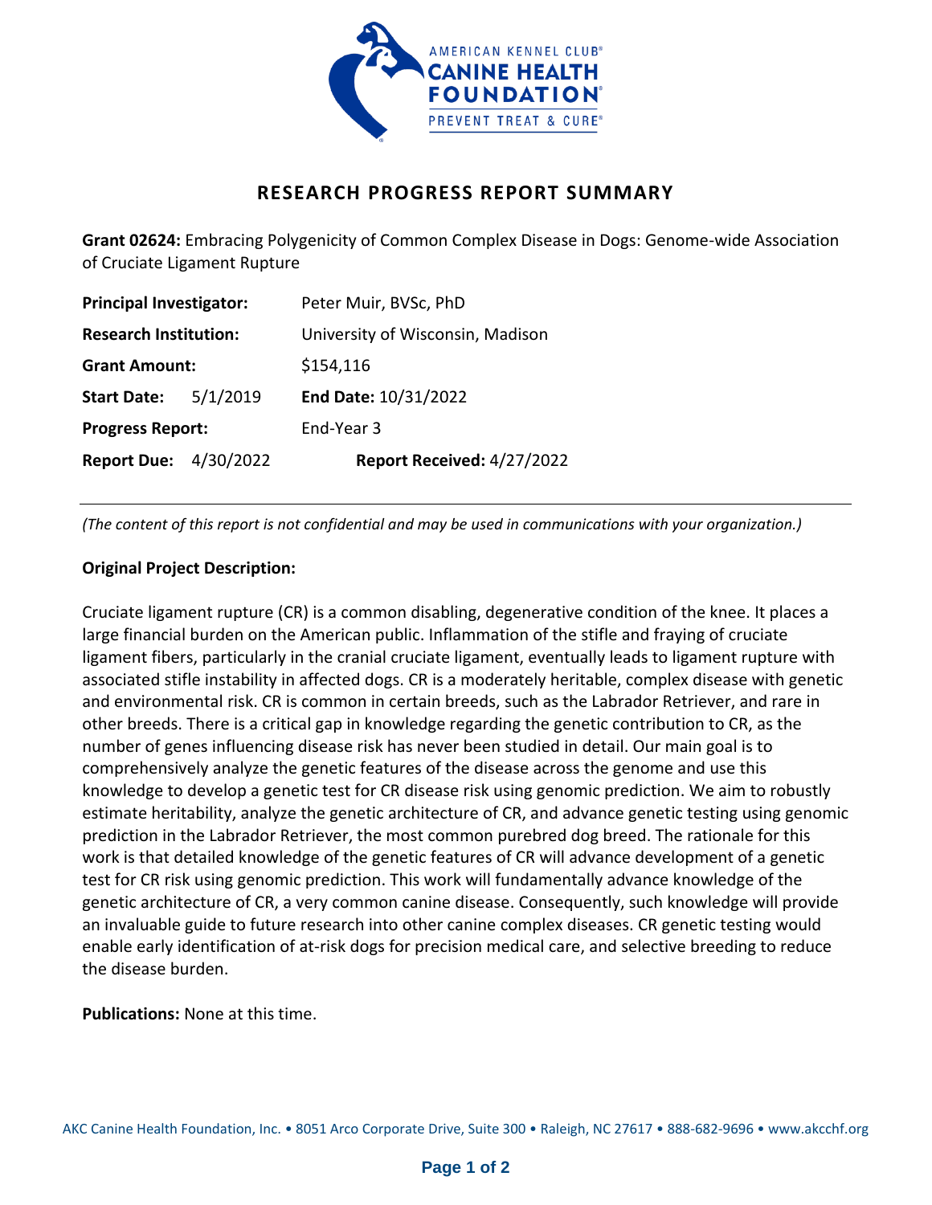# RESEARCH PROGRESS REPORT SUMMARY

**Grant 02624:** Embracing Polygenicity of Common Complex Disease in Dogs: Genome-wide Association of Cruciate Ligament Rupture

**Principal Investigator:** Peter Muir, BVSc, PhD

**Research Institution:** University of Wisconsin, Madison

**Grant Amount:** $154,116

**Start Date:** 5/1/2019 **End Date:** 10/31/2022

**Progress Report:** End-Year 3

**Report Due:** 4/30/2022 **Report Received:** 4/27/2022

---

*(The content of this report is not confidential and may be used in communications with your organization.)*

**Original Project Description:**

Cruciate ligament rupture (CR) is a common disabling, degenerative condition of the knee. It places a large financial burden on the American public. Inflammation of the stifle and fraying of cruciate ligament fibers, particularly in the cranial cruciate ligament, eventually leads to ligament rupture with associated stifle instability in affected dogs. CR is a moderately heritable, complex disease with genetic and environmental risk. CR is common in certain breeds, such as the Labrador Retriever, and rare in other breeds. There is a critical gap in knowledge regarding the genetic contribution to CR, as the number of genes influencing disease risk has never been studied in detail. Our main goal is to comprehensively analyze the genetic features of the disease across the genome and use this knowledge to develop a genetic test for CR disease risk using genomic prediction. We aim to robustly estimate heritability, analyze the genetic architecture of CR, and advance genetic testing using genomic prediction in the Labrador Retriever, the most common purebred dog breed. The rationale for this work is that detailed knowledge of the genetic features of CR will advance development of a genetic test for CR risk using genomic prediction. This work will fundamentally advance knowledge of the genetic architecture of CR, a very common canine disease. Consequently, such knowledge will provide an invaluable guide to future research into other canine complex diseases. CR genetic testing would enable early identification of at-risk dogs for precision medical care, and selective breeding to reduce the disease burden.

**Publications:** None at this time.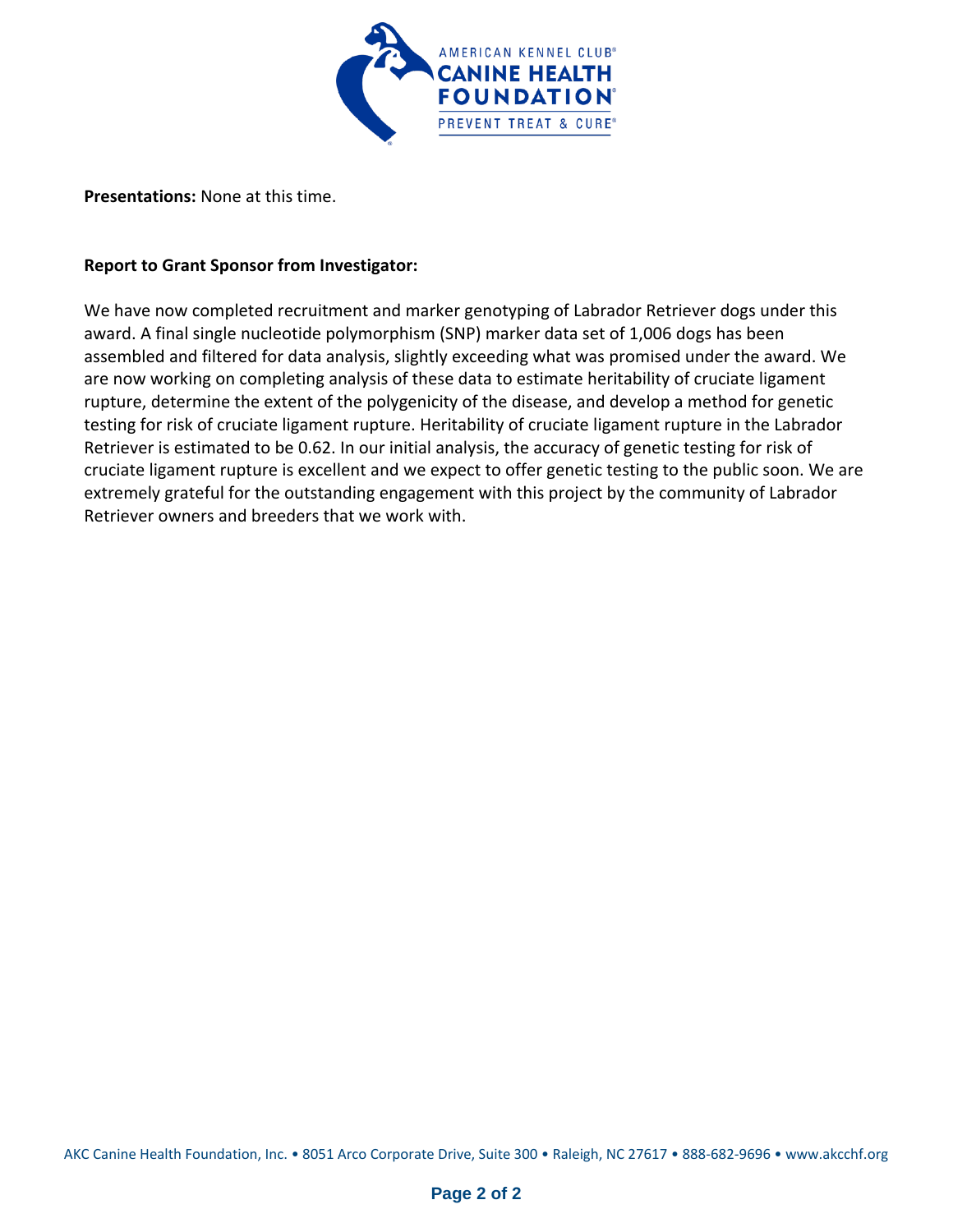**Presentations:** None at this time.

**Report to Grant Sponsor from Investigator:**

We have now completed recruitment and marker genotyping of Labrador Retriever dogs under this award. A final single nucleotide polymorphism (SNP) marker data set of 1,006 dogs has been assembled and filtered for data analysis, slightly exceeding what was promised under the award. We are now working on completing analysis of these data to estimate heritability of cruciate ligament rupture, determine the extent of the polygenicity of the disease, and develop a method for genetic testing for risk of cruciate ligament rupture. Heritability of cruciate ligament rupture in the Labrador Retriever is estimated to be 0.62. In our initial analysis, the accuracy of genetic testing for risk of cruciate ligament rupture is excellent and we expect to offer genetic testing to the public soon. We are extremely grateful for the outstanding engagement with this project by the community of Labrador Retriever owners and breeders that we work with.